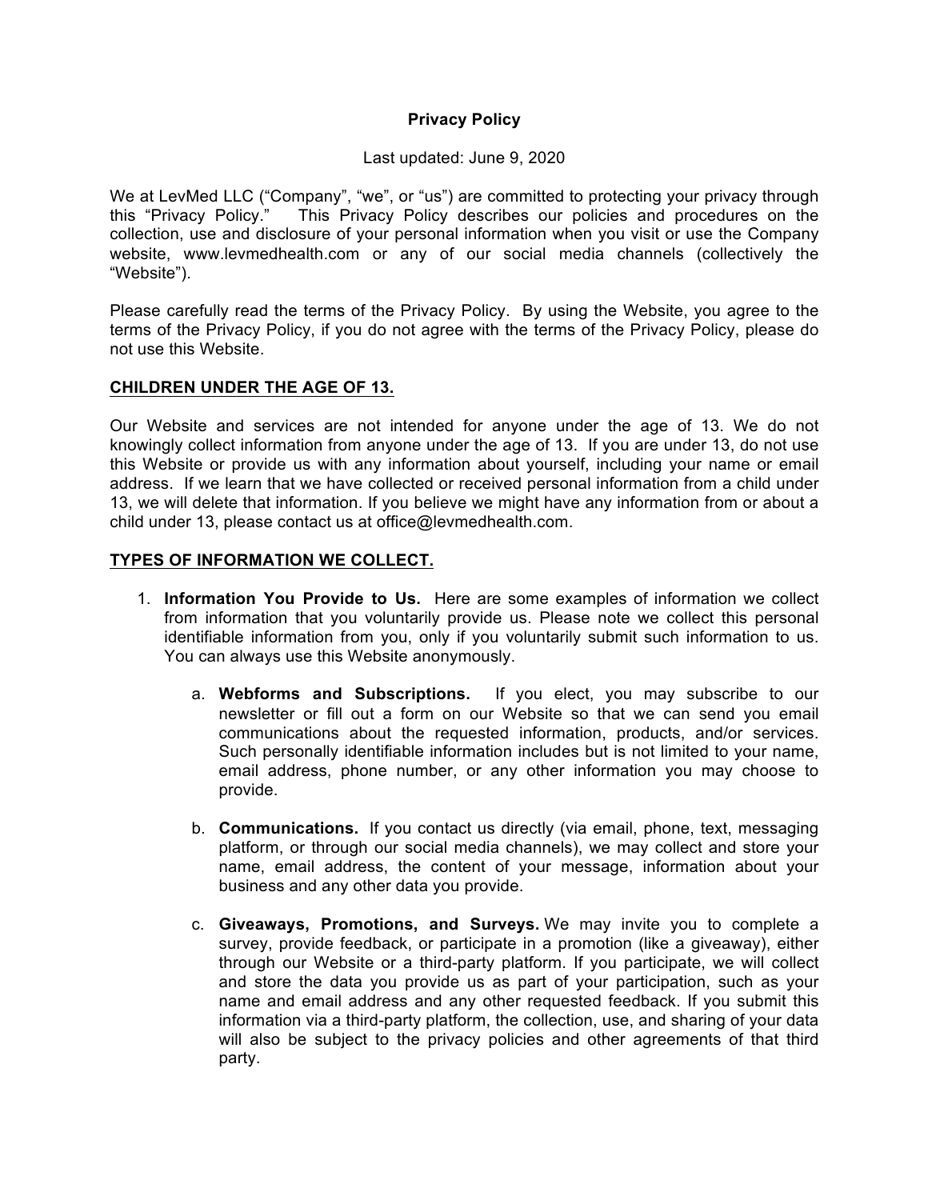# Privacy Policy

Last updated: June 9, 2020

We at LevMed LLC (“Company”, “we”, or “us”) are committed to protecting your privacy through this “Privacy Policy.” This Privacy Policy describes our policies and procedures on the collection, use and disclosure of your personal information when you visit or use the Company website, www.levmedhealth.com or any of our social media channels (collectively the “Website”).

Please carefully read the terms of the Privacy Policy. By using the Website, you agree to the terms of the Privacy Policy, if you do not agree with the terms of the Privacy Policy, please do not use this Website.

## CHILDREN UNDER THE AGE OF 13.

Our Website and services are not intended for anyone under the age of 13. We do not knowingly collect information from anyone under the age of 13. If you are under 13, do not use this Website or provide us with any information about yourself, including your name or email address. If we learn that we have collected or received personal information from a child under 13, we will delete that information. If you believe we might have any information from or about a child under 13, please contact us at office@levmedhealth.com.

## TYPES OF INFORMATION WE COLLECT.

1. **Information You Provide to Us.** Here are some examples of information we collect from information that you voluntarily provide us. Please note we collect this personal identifiable information from you, only if you voluntarily submit such information to us. You can always use this Website anonymously.

   a. **Webforms and Subscriptions.** If you elect, you may subscribe to our newsletter or fill out a form on our Website so that we can send you email communications about the requested information, products, and/or services. Such personally identifiable information includes but is not limited to your name, email address, phone number, or any other information you may choose to provide.

   b. **Communications.** If you contact us directly (via email, phone, text, messaging platform, or through our social media channels), we may collect and store your name, email address, the content of your message, information about your business and any other data you provide.

   c. **Giveaways, Promotions, and Surveys.** We may invite you to complete a survey, provide feedback, or participate in a promotion (like a giveaway), either through our Website or a third-party platform. If you participate, we will collect and store the data you provide us as part of your participation, such as your name and email address and any other requested feedback. If you submit this information via a third-party platform, the collection, use, and sharing of your data will also be subject to the privacy policies and other agreements of that third party.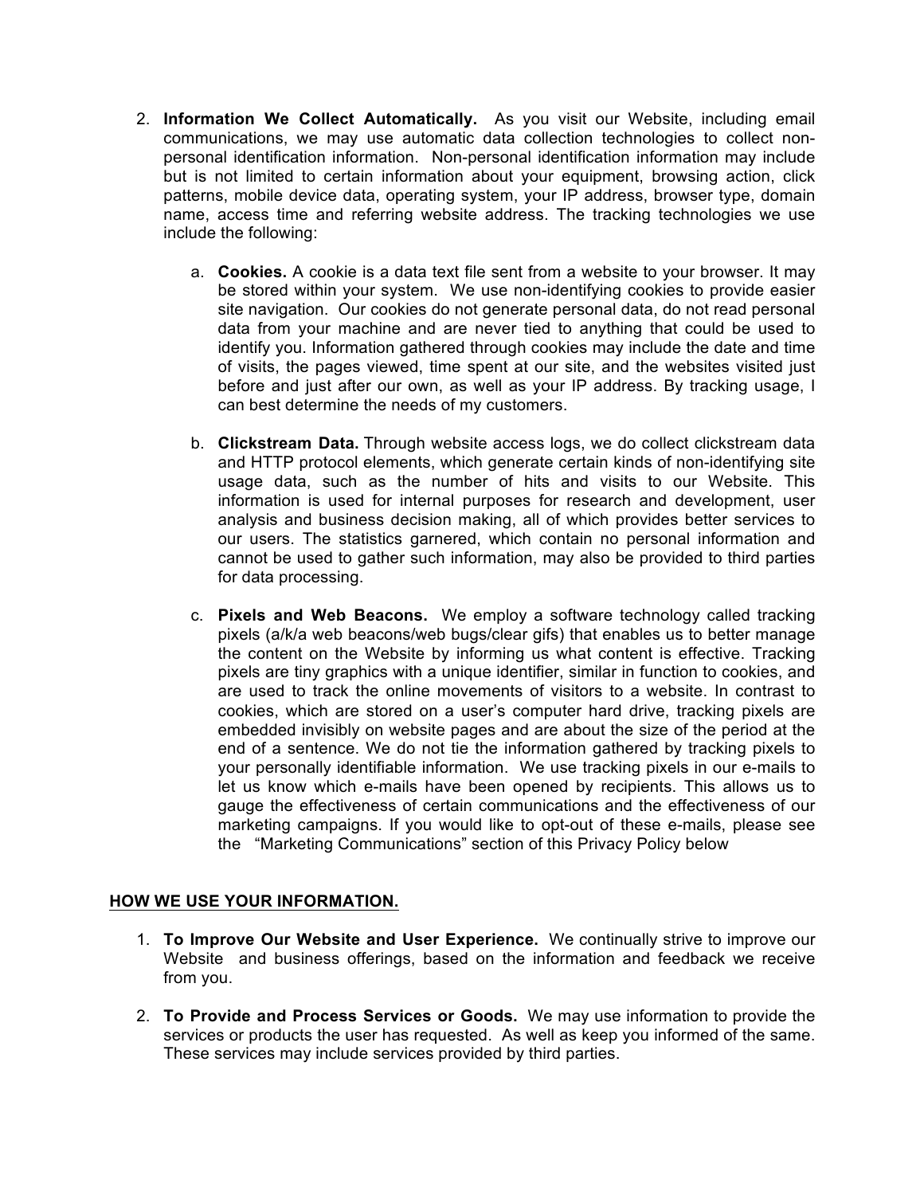2. **Information We Collect Automatically.** As you visit our Website, including email communications, we may use automatic data collection technologies to collect non-personal identification information. Non-personal identification information may include but is not limited to certain information about your equipment, browsing action, click patterns, mobile device data, operating system, your IP address, browser type, domain name, access time and referring website address. The tracking technologies we use include the following:

    a. **Cookies.** A cookie is a data text file sent from a website to your browser. It may be stored within your system. We use non-identifying cookies to provide easier site navigation. Our cookies do not generate personal data, do not read personal data from your machine and are never tied to anything that could be used to identify you. Information gathered through cookies may include the date and time of visits, the pages viewed, time spent at our site, and the websites visited just before and just after our own, as well as your IP address. By tracking usage, I can best determine the needs of my customers.

    b. **Clickstream Data.** Through website access logs, we do collect clickstream data and HTTP protocol elements, which generate certain kinds of non-identifying site usage data, such as the number of hits and visits to our Website. This information is used for internal purposes for research and development, user analysis and business decision making, all of which provides better services to our users. The statistics garnered, which contain no personal information and cannot be used to gather such information, may also be provided to third parties for data processing.

    c. **Pixels and Web Beacons.** We employ a software technology called tracking pixels (a/k/a web beacons/web bugs/clear gifs) that enables us to better manage the content on the Website by informing us what content is effective. Tracking pixels are tiny graphics with a unique identifier, similar in function to cookies, and are used to track the online movements of visitors to a website. In contrast to cookies, which are stored on a user's computer hard drive, tracking pixels are embedded invisibly on website pages and are about the size of the period at the end of a sentence. We do not tie the information gathered by tracking pixels to your personally identifiable information. We use tracking pixels in our e-mails to let us know which e-mails have been opened by recipients. This allows us to gauge the effectiveness of certain communications and the effectiveness of our marketing campaigns. If you would like to opt-out of these e-mails, please see the "Marketing Communications" section of this Privacy Policy below

## HOW WE USE YOUR INFORMATION.

1. **To Improve Our Website and User Experience.** We continually strive to improve our Website and business offerings, based on the information and feedback we receive from you.

2. **To Provide and Process Services or Goods.** We may use information to provide the services or products the user has requested. As well as keep you informed of the same. These services may include services provided by third parties.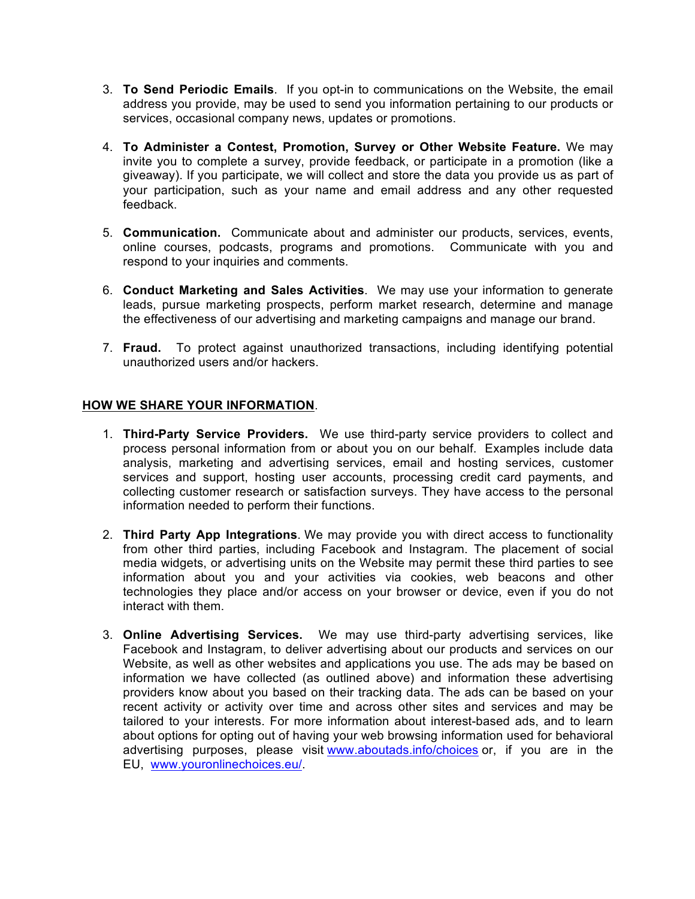3. **To Send Periodic Emails**. If you opt-in to communications on the Website, the email address you provide, may be used to send you information pertaining to our products or services, occasional company news, updates or promotions.

4. **To Administer a Contest, Promotion, Survey or Other Website Feature.** We may invite you to complete a survey, provide feedback, or participate in a promotion (like a giveaway). If you participate, we will collect and store the data you provide us as part of your participation, such as your name and email address and any other requested feedback.

5. **Communication.** Communicate about and administer our products, services, events, online courses, podcasts, programs and promotions. Communicate with you and respond to your inquiries and comments.

6. **Conduct Marketing and Sales Activities**. We may use your information to generate leads, pursue marketing prospects, perform market research, determine and manage the effectiveness of our advertising and marketing campaigns and manage our brand.

7. **Fraud.** To protect against unauthorized transactions, including identifying potential unauthorized users and/or hackers.

**HOW WE SHARE YOUR INFORMATION**.

1. **Third-Party Service Providers.** We use third-party service providers to collect and process personal information from or about you on our behalf. Examples include data analysis, marketing and advertising services, email and hosting services, customer services and support, hosting user accounts, processing credit card payments, and collecting customer research or satisfaction surveys. They have access to the personal information needed to perform their functions.

2. **Third Party App Integrations**. We may provide you with direct access to functionality from other third parties, including Facebook and Instagram. The placement of social media widgets, or advertising units on the Website may permit these third parties to see information about you and your activities via cookies, web beacons and other technologies they place and/or access on your browser or device, even if you do not interact with them.

3. **Online Advertising Services.** We may use third-party advertising services, like Facebook and Instagram, to deliver advertising about our products and services on our Website, as well as other websites and applications you use. The ads may be based on information we have collected (as outlined above) and information these advertising providers know about you based on their tracking data. The ads can be based on your recent activity or activity over time and across other sites and services and may be tailored to your interests. For more information about interest-based ads, and to learn about options for opting out of having your web browsing information used for behavioral advertising purposes, please visit www.aboutads.info/choices or, if you are in the EU, www.youronlinechoices.eu/.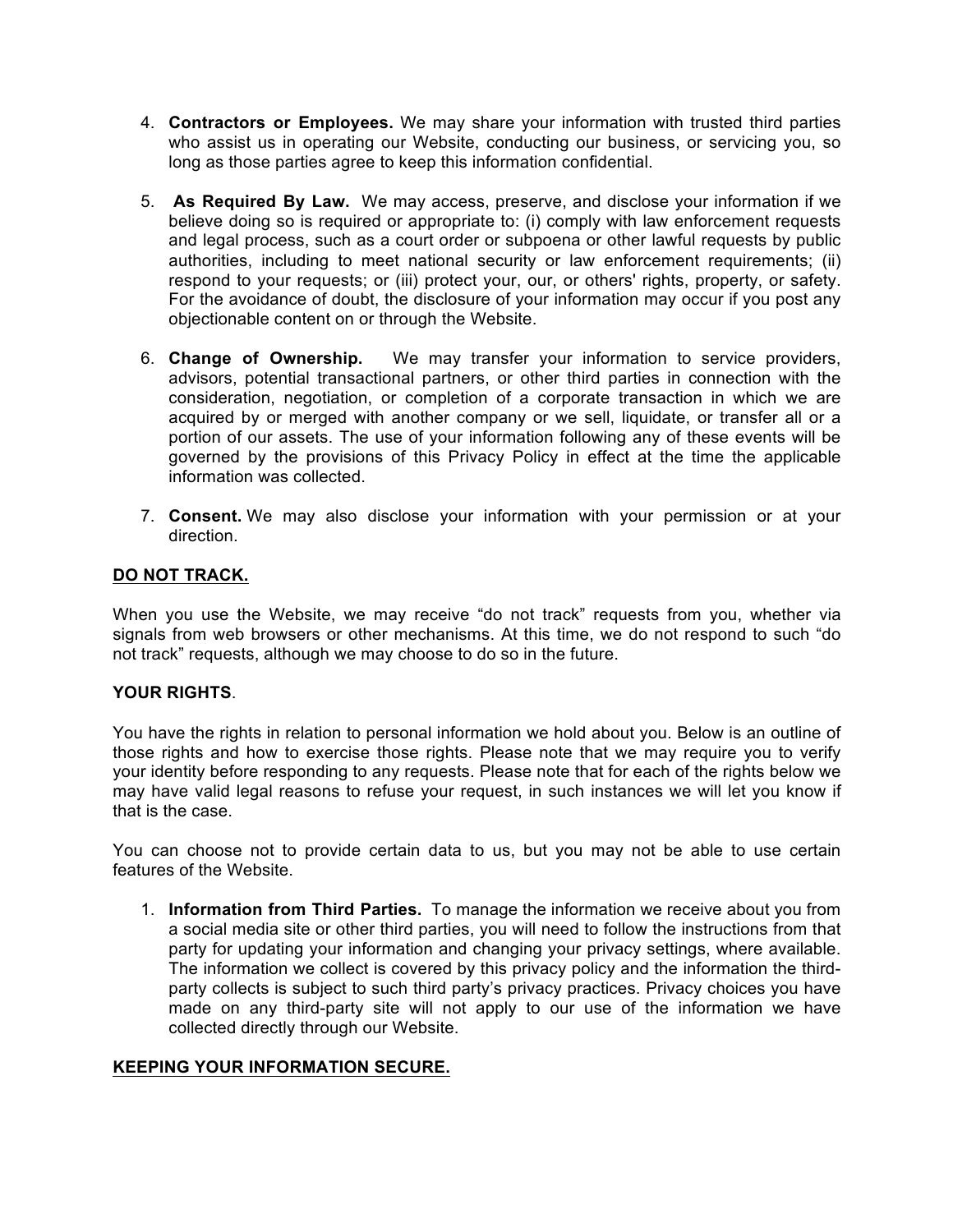4. **Contractors or Employees.** We may share your information with trusted third parties who assist us in operating our Website, conducting our business, or servicing you, so long as those parties agree to keep this information confidential.

5. **As Required By Law.** We may access, preserve, and disclose your information if we believe doing so is required or appropriate to: (i) comply with law enforcement requests and legal process, such as a court order or subpoena or other lawful requests by public authorities, including to meet national security or law enforcement requirements; (ii) respond to your requests; or (iii) protect your, our, or others' rights, property, or safety. For the avoidance of doubt, the disclosure of your information may occur if you post any objectionable content on or through the Website.

6. **Change of Ownership.** We may transfer your information to service providers, advisors, potential transactional partners, or other third parties in connection with the consideration, negotiation, or completion of a corporate transaction in which we are acquired by or merged with another company or we sell, liquidate, or transfer all or a portion of our assets. The use of your information following any of these events will be governed by the provisions of this Privacy Policy in effect at the time the applicable information was collected.

7. **Consent.** We may also disclose your information with your permission or at your direction.

## <u>DO NOT TRACK.</u>

When you use the Website, we may receive “do not track” requests from you, whether via signals from web browsers or other mechanisms. At this time, we do not respond to such “do not track” requests, although we may choose to do so in the future.

## YOUR RIGHTS.

You have the rights in relation to personal information we hold about you. Below is an outline of those rights and how to exercise those rights. Please note that we may require you to verify your identity before responding to any requests. Please note that for each of the rights below we may have valid legal reasons to refuse your request, in such instances we will let you know if that is the case.

You can choose not to provide certain data to us, but you may not be able to use certain features of the Website.

1. **Information from Third Parties.** To manage the information we receive about you from a social media site or other third parties, you will need to follow the instructions from that party for updating your information and changing your privacy settings, where available. The information we collect is covered by this privacy policy and the information the third-party collects is subject to such third party’s privacy practices. Privacy choices you have made on any third-party site will not apply to our use of the information we have collected directly through our Website.

## <u>KEEPING YOUR INFORMATION SECURE.</u>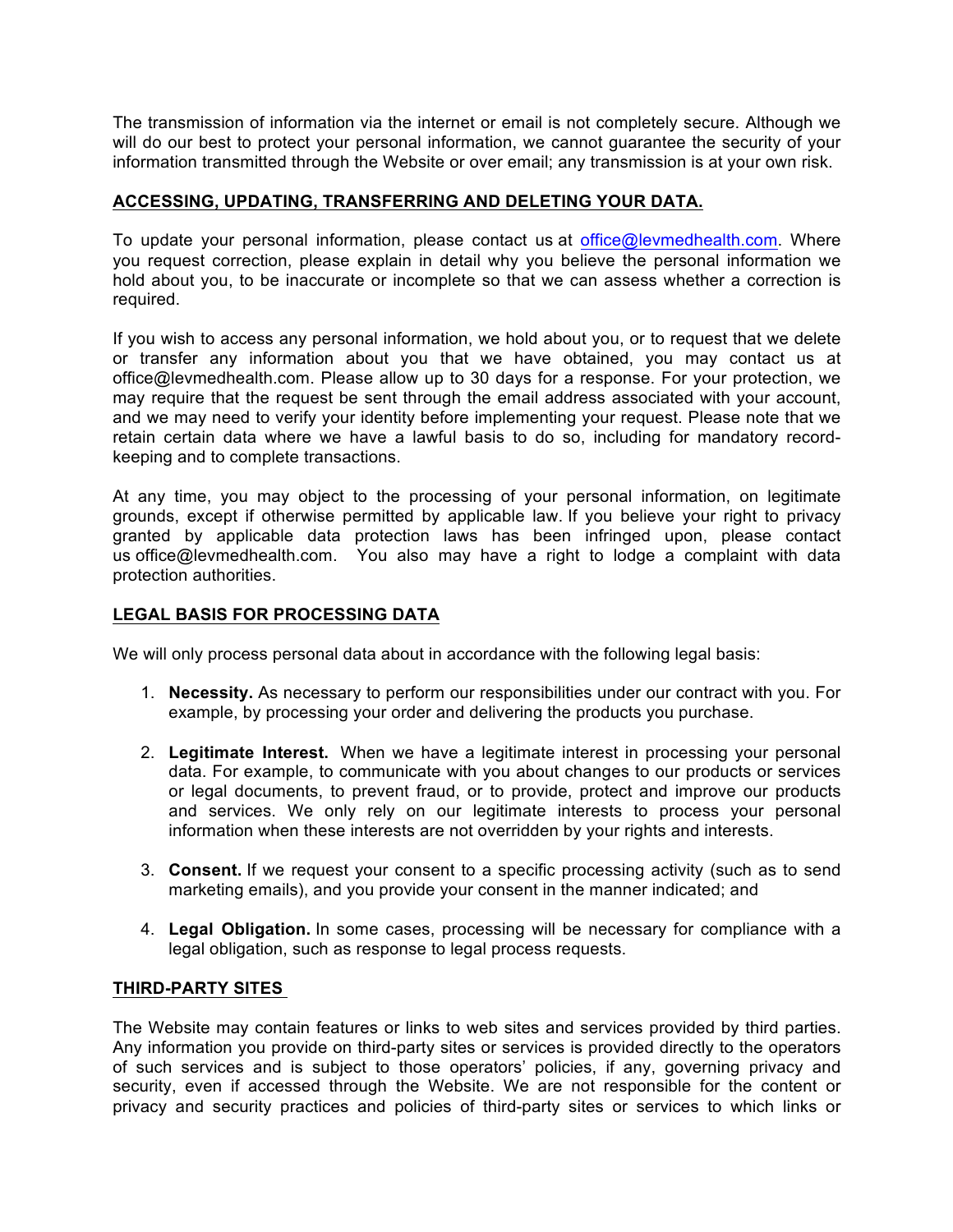The transmission of information via the internet or email is not completely secure. Although we will do our best to protect your personal information, we cannot guarantee the security of your information transmitted through the Website or over email; any transmission is at your own risk.

## ACCESSING, UPDATING, TRANSFERRING AND DELETING YOUR DATA.

To update your personal information, please contact us at office@levmedhealth.com. Where you request correction, please explain in detail why you believe the personal information we hold about you, to be inaccurate or incomplete so that we can assess whether a correction is required.

If you wish to access any personal information, we hold about you, or to request that we delete or transfer any information about you that we have obtained, you may contact us at office@levmedhealth.com. Please allow up to 30 days for a response. For your protection, we may require that the request be sent through the email address associated with your account, and we may need to verify your identity before implementing your request. Please note that we retain certain data where we have a lawful basis to do so, including for mandatory record-keeping and to complete transactions.

At any time, you may object to the processing of your personal information, on legitimate grounds, except if otherwise permitted by applicable law. If you believe your right to privacy granted by applicable data protection laws has been infringed upon, please contact us office@levmedhealth.com. You also may have a right to lodge a complaint with data protection authorities.

## LEGAL BASIS FOR PROCESSING DATA

We will only process personal data about in accordance with the following legal basis:

1. **Necessity.** As necessary to perform our responsibilities under our contract with you. For example, by processing your order and delivering the products you purchase.

2. **Legitimate Interest.** When we have a legitimate interest in processing your personal data. For example, to communicate with you about changes to our products or services or legal documents, to prevent fraud, or to provide, protect and improve our products and services. We only rely on our legitimate interests to process your personal information when these interests are not overridden by your rights and interests.

3. **Consent.** If we request your consent to a specific processing activity (such as to send marketing emails), and you provide your consent in the manner indicated; and

4. **Legal Obligation.** In some cases, processing will be necessary for compliance with a legal obligation, such as response to legal process requests.

## THIRD-PARTY SITES

The Website may contain features or links to web sites and services provided by third parties. Any information you provide on third-party sites or services is provided directly to the operators of such services and is subject to those operators' policies, if any, governing privacy and security, even if accessed through the Website. We are not responsible for the content or privacy and security practices and policies of third-party sites or services to which links or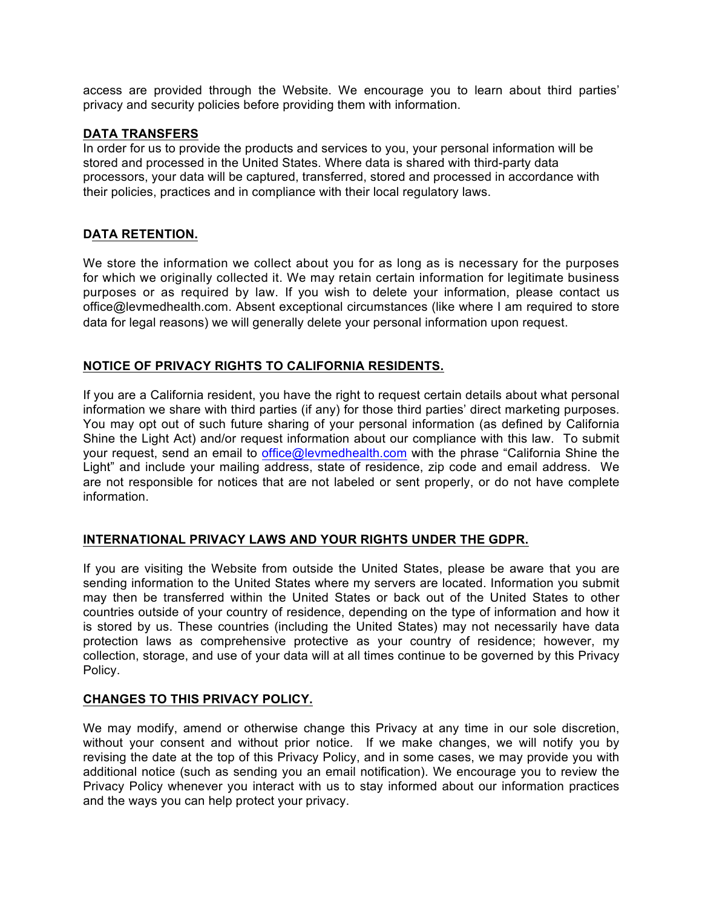access are provided through the Website. We encourage you to learn about third parties' privacy and security policies before providing them with information.

## DATA TRANSFERS

In order for us to provide the products and services to you, your personal information will be stored and processed in the United States. Where data is shared with third-party data processors, your data will be captured, transferred, stored and processed in accordance with their policies, practices and in compliance with their local regulatory laws.

## DATA RETENTION.

We store the information we collect about you for as long as is necessary for the purposes for which we originally collected it. We may retain certain information for legitimate business purposes or as required by law. If you wish to delete your information, please contact us office@levmedhealth.com. Absent exceptional circumstances (like where I am required to store data for legal reasons) we will generally delete your personal information upon request.

## NOTICE OF PRIVACY RIGHTS TO CALIFORNIA RESIDENTS.

If you are a California resident, you have the right to request certain details about what personal information we share with third parties (if any) for those third parties' direct marketing purposes. You may opt out of such future sharing of your personal information (as defined by California Shine the Light Act) and/or request information about our compliance with this law. To submit your request, send an email to office@levmedhealth.com with the phrase "California Shine the Light" and include your mailing address, state of residence, zip code and email address. We are not responsible for notices that are not labeled or sent properly, or do not have complete information.

## INTERNATIONAL PRIVACY LAWS AND YOUR RIGHTS UNDER THE GDPR.

If you are visiting the Website from outside the United States, please be aware that you are sending information to the United States where my servers are located. Information you submit may then be transferred within the United States or back out of the United States to other countries outside of your country of residence, depending on the type of information and how it is stored by us. These countries (including the United States) may not necessarily have data protection laws as comprehensive protective as your country of residence; however, my collection, storage, and use of your data will at all times continue to be governed by this Privacy Policy.

## CHANGES TO THIS PRIVACY POLICY.

We may modify, amend or otherwise change this Privacy at any time in our sole discretion, without your consent and without prior notice. If we make changes, we will notify you by revising the date at the top of this Privacy Policy, and in some cases, we may provide you with additional notice (such as sending you an email notification). We encourage you to review the Privacy Policy whenever you interact with us to stay informed about our information practices and the ways you can help protect your privacy.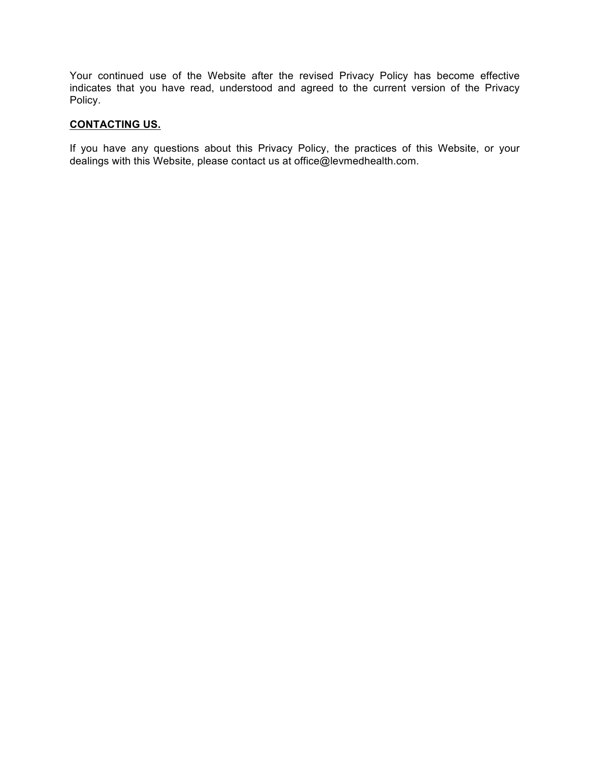Your continued use of the Website after the revised Privacy Policy has become effective indicates that you have read, understood and agreed to the current version of the Privacy Policy.

## **CONTACTING US.**

If you have any questions about this Privacy Policy, the practices of this Website, or your dealings with this Website, please contact us at office@levmedhealth.com.